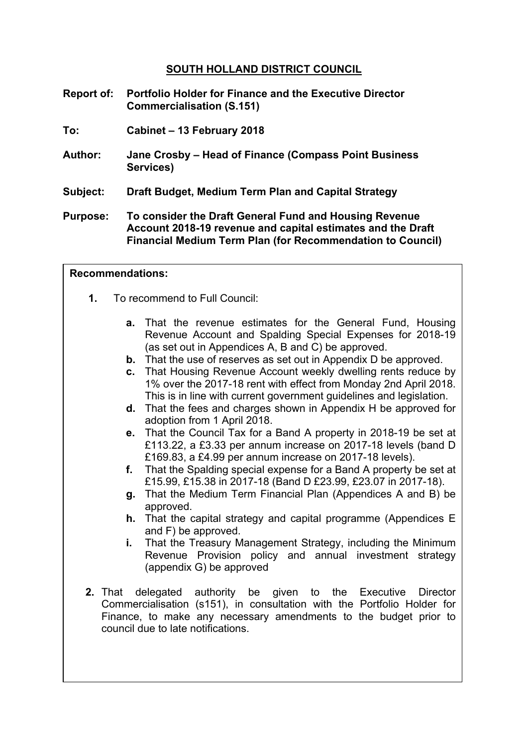# SOUTH HOLLAND DISTRICT COUNCIL

**Report of:** **Portfolio Holder for Finance and the Executive Director Commercialisation (S.151)**

**To:** **Cabinet – 13 February 2018**

**Author:** **Jane Crosby – Head of Finance (Compass Point Business Services)**

**Subject:** **Draft Budget, Medium Term Plan and Capital Strategy**

**Purpose:** **To consider the Draft General Fund and Housing Revenue Account 2018-19 revenue and capital estimates and the Draft Financial Medium Term Plan (for Recommendation to Council)**

**Recommendations:**

**1.** To recommend to Full Council:

- **a.** That the revenue estimates for the General Fund, Housing Revenue Account and Spalding Special Expenses for 2018-19 (as set out in Appendices A, B and C) be approved.
- **b.** That the use of reserves as set out in Appendix D be approved.
- **c.** That Housing Revenue Account weekly dwelling rents reduce by 1% over the 2017-18 rent with effect from Monday 2nd April 2018. This is in line with current government guidelines and legislation.
- **d.** That the fees and charges shown in Appendix H be approved for adoption from 1 April 2018.
- **e.** That the Council Tax for a Band A property in 2018-19 be set at £113.22, a £3.33 per annum increase on 2017-18 levels (band D £169.83, a £4.99 per annum increase on 2017-18 levels).
- **f.** That the Spalding special expense for a Band A property be set at £15.99, £15.38 in 2017-18 (Band D £23.99, £23.07 in 2017-18).
- **g.** That the Medium Term Financial Plan (Appendices A and B) be approved.
- **h.** That the capital strategy and capital programme (Appendices E and F) be approved.
- **i.** That the Treasury Management Strategy, including the Minimum Revenue Provision policy and annual investment strategy (appendix G) be approved

**2.** That delegated authority be given to the Executive Director Commercialisation (s151), in consultation with the Portfolio Holder for Finance, to make any necessary amendments to the budget prior to council due to late notifications.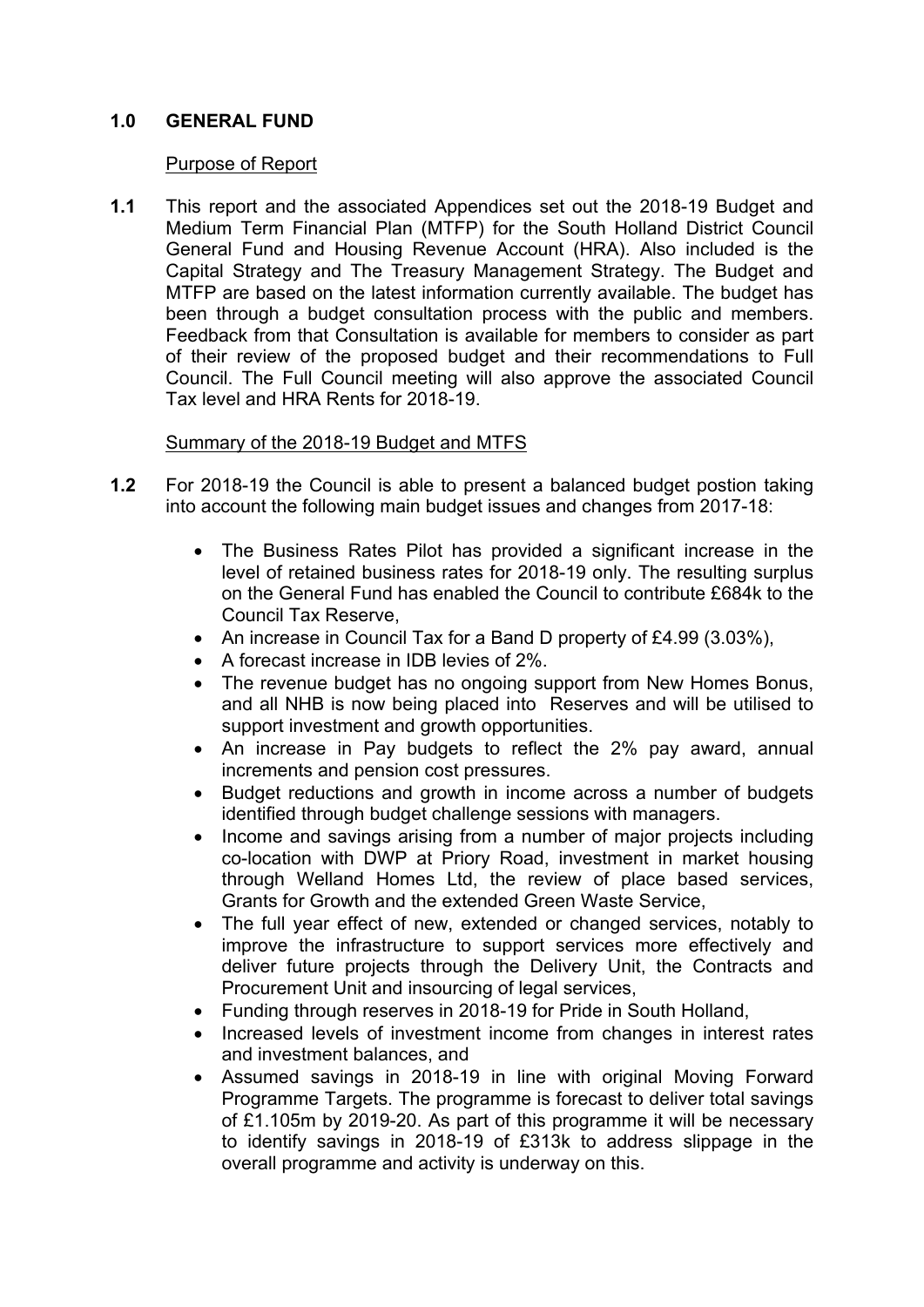## 1.0 GENERAL FUND

Purpose of Report

**1.1** This report and the associated Appendices set out the 2018-19 Budget and Medium Term Financial Plan (MTFP) for the South Holland District Council General Fund and Housing Revenue Account (HRA). Also included is the Capital Strategy and The Treasury Management Strategy. The Budget and MTFP are based on the latest information currently available. The budget has been through a budget consultation process with the public and members. Feedback from that Consultation is available for members to consider as part of their review of the proposed budget and their recommendations to Full Council. The Full Council meeting will also approve the associated Council Tax level and HRA Rents for 2018-19.

Summary of the 2018-19 Budget and MTFS

**1.2** For 2018-19 the Council is able to present a balanced budget postion taking into account the following main budget issues and changes from 2017-18:

- The Business Rates Pilot has provided a significant increase in the level of retained business rates for 2018-19 only. The resulting surplus on the General Fund has enabled the Council to contribute £684k to the Council Tax Reserve,
- An increase in Council Tax for a Band D property of £4.99 (3.03%),
- A forecast increase in IDB levies of 2%.
- The revenue budget has no ongoing support from New Homes Bonus, and all NHB is now being placed into Reserves and will be utilised to support investment and growth opportunities.
- An increase in Pay budgets to reflect the 2% pay award, annual increments and pension cost pressures.
- Budget reductions and growth in income across a number of budgets identified through budget challenge sessions with managers.
- Income and savings arising from a number of major projects including co-location with DWP at Priory Road, investment in market housing through Welland Homes Ltd, the review of place based services, Grants for Growth and the extended Green Waste Service,
- The full year effect of new, extended or changed services, notably to improve the infrastructure to support services more effectively and deliver future projects through the Delivery Unit, the Contracts and Procurement Unit and insourcing of legal services,
- Funding through reserves in 2018-19 for Pride in South Holland,
- Increased levels of investment income from changes in interest rates and investment balances, and
- Assumed savings in 2018-19 in line with original Moving Forward Programme Targets. The programme is forecast to deliver total savings of £1.105m by 2019-20. As part of this programme it will be necessary to identify savings in 2018-19 of £313k to address slippage in the overall programme and activity is underway on this.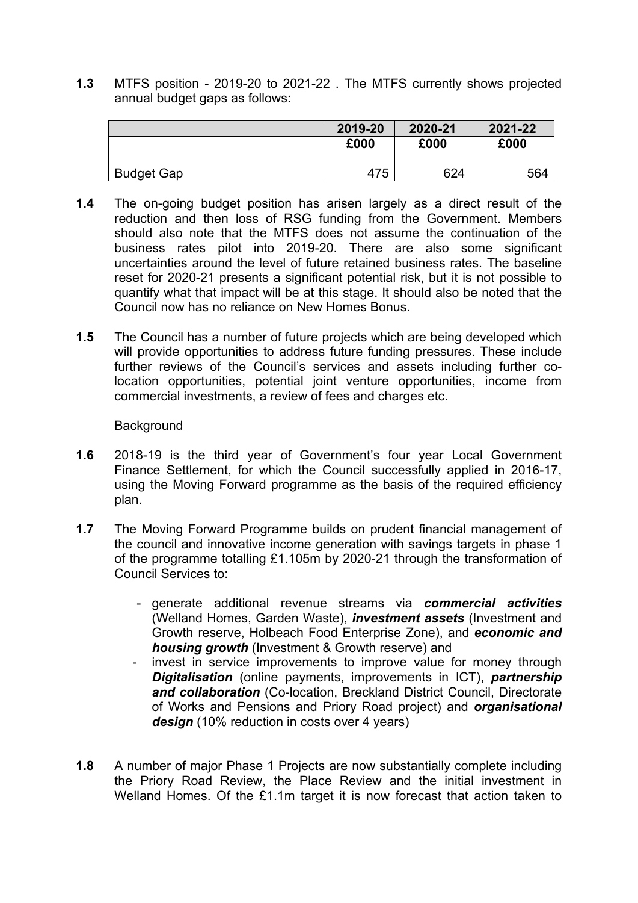**1.3** MTFS position - 2019-20 to 2021-22 . The MTFS currently shows projected annual budget gaps as follows:

| | 2019-20 | 2020-21 | 2021-22 |
|---|---|---|---|
| | £000 | £000 | £000 |
| Budget Gap | 475 | 624 | 564 |

**1.4** The on-going budget position has arisen largely as a direct result of the reduction and then loss of RSG funding from the Government. Members should also note that the MTFS does not assume the continuation of the business rates pilot into 2019-20. There are also some significant uncertainties around the level of future retained business rates. The baseline reset for 2020-21 presents a significant potential risk, but it is not possible to quantify what that impact will be at this stage. It should also be noted that the Council now has no reliance on New Homes Bonus.

**1.5** The Council has a number of future projects which are being developed which will provide opportunities to address future funding pressures. These include further reviews of the Council's services and assets including further co-location opportunities, potential joint venture opportunities, income from commercial investments, a review of fees and charges etc.

<u>Background</u>

**1.6** 2018-19 is the third year of Government's four year Local Government Finance Settlement, for which the Council successfully applied in 2016-17, using the Moving Forward programme as the basis of the required efficiency plan.

**1.7** The Moving Forward Programme builds on prudent financial management of the council and innovative income generation with savings targets in phase 1 of the programme totalling £1.105m by 2020-21 through the transformation of Council Services to:

- generate additional revenue streams via ***commercial activities*** (Welland Homes, Garden Waste), ***investment assets*** (Investment and Growth reserve, Holbeach Food Enterprise Zone), and ***economic and housing growth*** (Investment & Growth reserve) and
- invest in service improvements to improve value for money through ***Digitalisation*** (online payments, improvements in ICT), ***partnership and collaboration*** (Co-location, Breckland District Council, Directorate of Works and Pensions and Priory Road project) and ***organisational design*** (10% reduction in costs over 4 years)

**1.8** A number of major Phase 1 Projects are now substantially complete including the Priory Road Review, the Place Review and the initial investment in Welland Homes. Of the £1.1m target it is now forecast that action taken to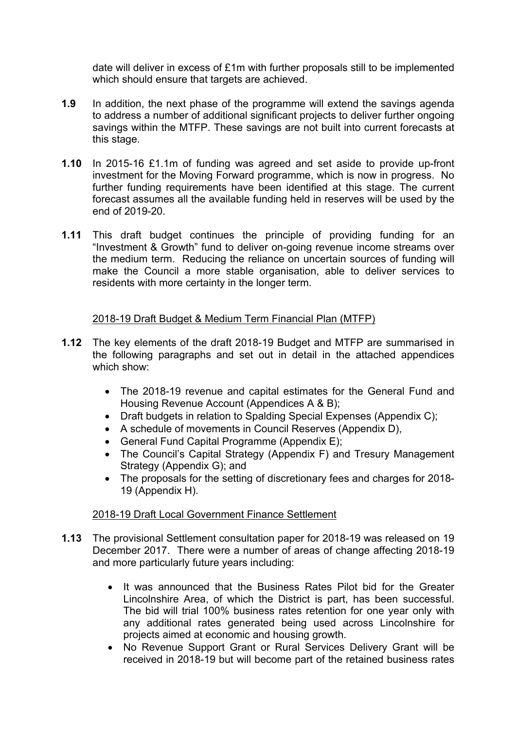date will deliver in excess of £1m with further proposals still to be implemented which should ensure that targets are achieved.

**1.9** In addition, the next phase of the programme will extend the savings agenda to address a number of additional significant projects to deliver further ongoing savings within the MTFP. These savings are not built into current forecasts at this stage.

**1.10** In 2015-16 £1.1m of funding was agreed and set aside to provide up-front investment for the Moving Forward programme, which is now in progress. No further funding requirements have been identified at this stage. The current forecast assumes all the available funding held in reserves will be used by the end of 2019-20.

**1.11** This draft budget continues the principle of providing funding for an "Investment & Growth" fund to deliver on-going revenue income streams over the medium term. Reducing the reliance on uncertain sources of funding will make the Council a more stable organisation, able to deliver services to residents with more certainty in the longer term.

2018-19 Draft Budget & Medium Term Financial Plan (MTFP)

**1.12** The key elements of the draft 2018-19 Budget and MTFP are summarised in the following paragraphs and set out in detail in the attached appendices which show:

- The 2018-19 revenue and capital estimates for the General Fund and Housing Revenue Account (Appendices A & B);
- Draft budgets in relation to Spalding Special Expenses (Appendix C);
- A schedule of movements in Council Reserves (Appendix D),
- General Fund Capital Programme (Appendix E);
- The Council's Capital Strategy (Appendix F) and Tresury Management Strategy (Appendix G); and
- The proposals for the setting of discretionary fees and charges for 2018-19 (Appendix H).

2018-19 Draft Local Government Finance Settlement

**1.13** The provisional Settlement consultation paper for 2018-19 was released on 19 December 2017. There were a number of areas of change affecting 2018-19 and more particularly future years including:

- It was announced that the Business Rates Pilot bid for the Greater Lincolnshire Area, of which the District is part, has been successful. The bid will trial 100% business rates retention for one year only with any additional rates generated being used across Lincolnshire for projects aimed at economic and housing growth.
- No Revenue Support Grant or Rural Services Delivery Grant will be received in 2018-19 but will become part of the retained business rates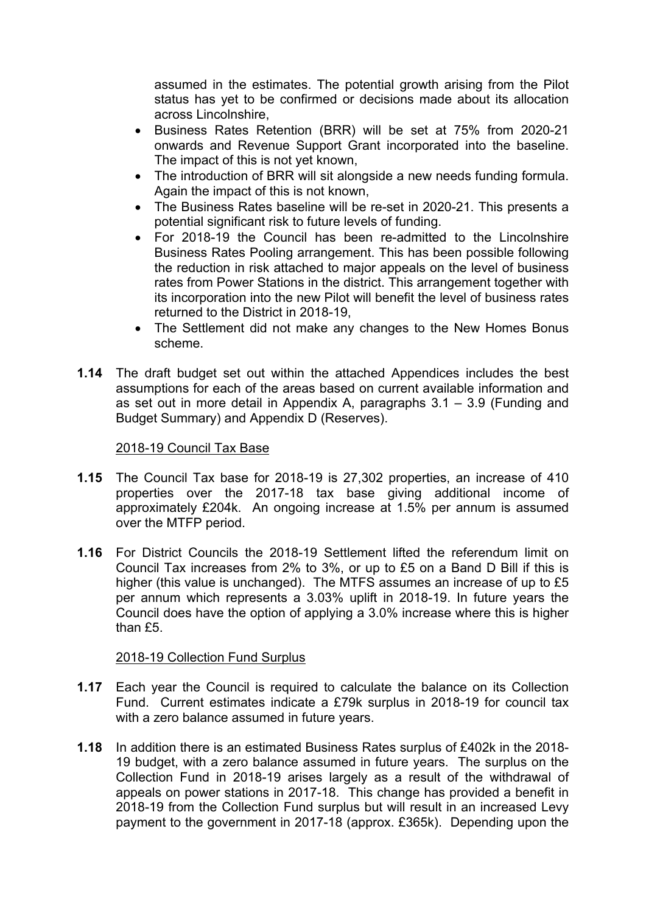assumed in the estimates. The potential growth arising from the Pilot status has yet to be confirmed or decisions made about its allocation across Lincolnshire,

- Business Rates Retention (BRR) will be set at 75% from 2020-21 onwards and Revenue Support Grant incorporated into the baseline. The impact of this is not yet known,
- The introduction of BRR will sit alongside a new needs funding formula. Again the impact of this is not known,
- The Business Rates baseline will be re-set in 2020-21. This presents a potential significant risk to future levels of funding.
- For 2018-19 the Council has been re-admitted to the Lincolnshire Business Rates Pooling arrangement. This has been possible following the reduction in risk attached to major appeals on the level of business rates from Power Stations in the district. This arrangement together with its incorporation into the new Pilot will benefit the level of business rates returned to the District in 2018-19,
- The Settlement did not make any changes to the New Homes Bonus scheme.

**1.14** The draft budget set out within the attached Appendices includes the best assumptions for each of the areas based on current available information and as set out in more detail in Appendix A, paragraphs 3.1 – 3.9 (Funding and Budget Summary) and Appendix D (Reserves).

2018-19 Council Tax Base

**1.15** The Council Tax base for 2018-19 is 27,302 properties, an increase of 410 properties over the 2017-18 tax base giving additional income of approximately £204k. An ongoing increase at 1.5% per annum is assumed over the MTFP period.

**1.16** For District Councils the 2018-19 Settlement lifted the referendum limit on Council Tax increases from 2% to 3%, or up to £5 on a Band D Bill if this is higher (this value is unchanged). The MTFS assumes an increase of up to £5 per annum which represents a 3.03% uplift in 2018-19. In future years the Council does have the option of applying a 3.0% increase where this is higher than £5.

2018-19 Collection Fund Surplus

**1.17** Each year the Council is required to calculate the balance on its Collection Fund. Current estimates indicate a £79k surplus in 2018-19 for council tax with a zero balance assumed in future years.

**1.18** In addition there is an estimated Business Rates surplus of £402k in the 2018-19 budget, with a zero balance assumed in future years. The surplus on the Collection Fund in 2018-19 arises largely as a result of the withdrawal of appeals on power stations in 2017-18. This change has provided a benefit in 2018-19 from the Collection Fund surplus but will result in an increased Levy payment to the government in 2017-18 (approx. £365k). Depending upon the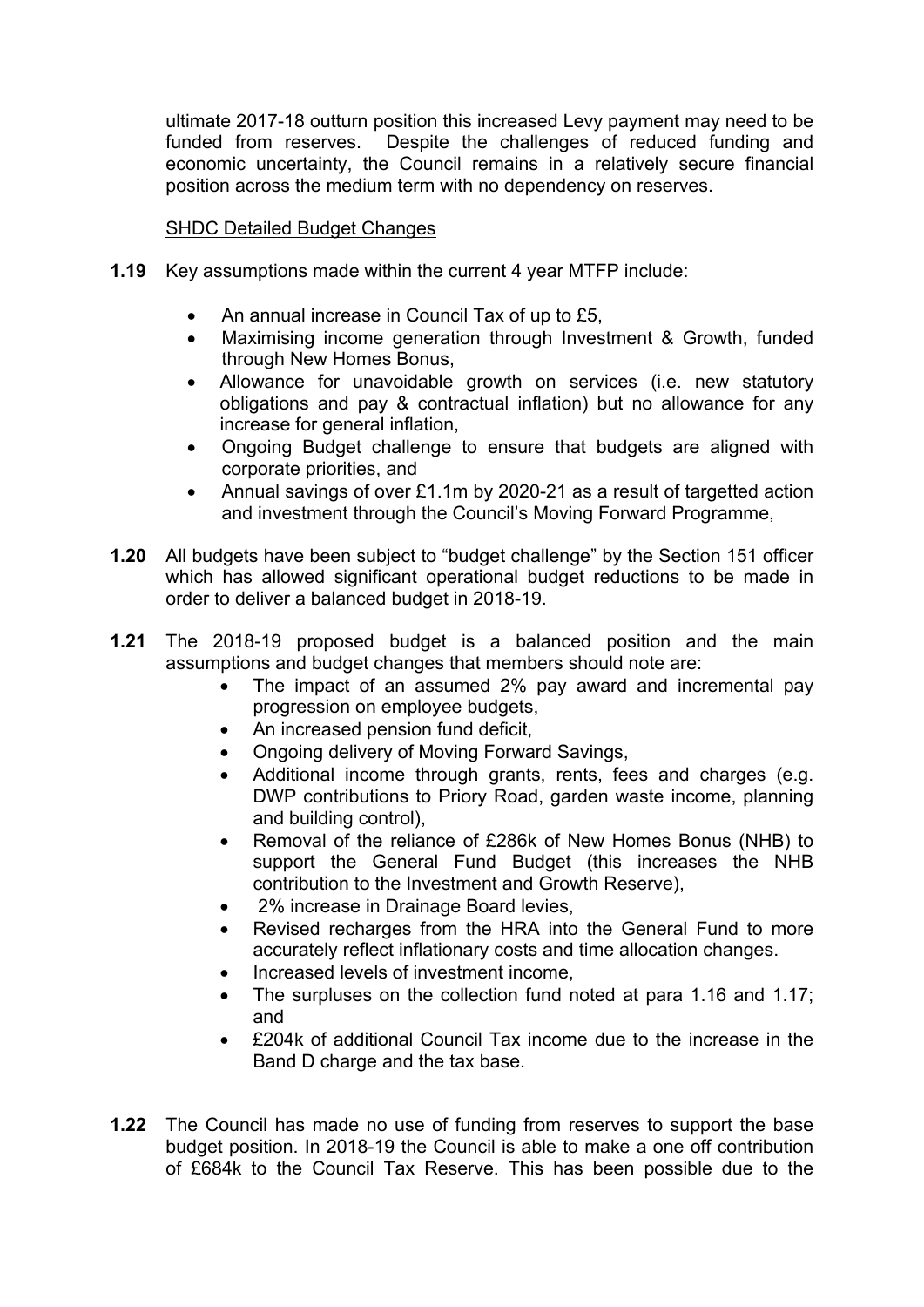ultimate 2017-18 outturn position this increased Levy payment may need to be funded from reserves. Despite the challenges of reduced funding and economic uncertainty, the Council remains in a relatively secure financial position across the medium term with no dependency on reserves.

<u>SHDC Detailed Budget Changes</u>

**1.19** Key assumptions made within the current 4 year MTFP include:

- An annual increase in Council Tax of up to £5,
- Maximising income generation through Investment & Growth, funded through New Homes Bonus,
- Allowance for unavoidable growth on services (i.e. new statutory obligations and pay & contractual inflation) but no allowance for any increase for general inflation,
- Ongoing Budget challenge to ensure that budgets are aligned with corporate priorities, and
- Annual savings of over £1.1m by 2020-21 as a result of targetted action and investment through the Council's Moving Forward Programme,

**1.20** All budgets have been subject to "budget challenge" by the Section 151 officer which has allowed significant operational budget reductions to be made in order to deliver a balanced budget in 2018-19.

**1.21** The 2018-19 proposed budget is a balanced position and the main assumptions and budget changes that members should note are:

- The impact of an assumed 2% pay award and incremental pay progression on employee budgets,
- An increased pension fund deficit,
- Ongoing delivery of Moving Forward Savings,
- Additional income through grants, rents, fees and charges (e.g. DWP contributions to Priory Road, garden waste income, planning and building control),
- Removal of the reliance of £286k of New Homes Bonus (NHB) to support the General Fund Budget (this increases the NHB contribution to the Investment and Growth Reserve),
- 2% increase in Drainage Board levies,
- Revised recharges from the HRA into the General Fund to more accurately reflect inflationary costs and time allocation changes.
- Increased levels of investment income,
- The surpluses on the collection fund noted at para 1.16 and 1.17; and
- £204k of additional Council Tax income due to the increase in the Band D charge and the tax base.

**1.22** The Council has made no use of funding from reserves to support the base budget position. In 2018-19 the Council is able to make a one off contribution of £684k to the Council Tax Reserve. This has been possible due to the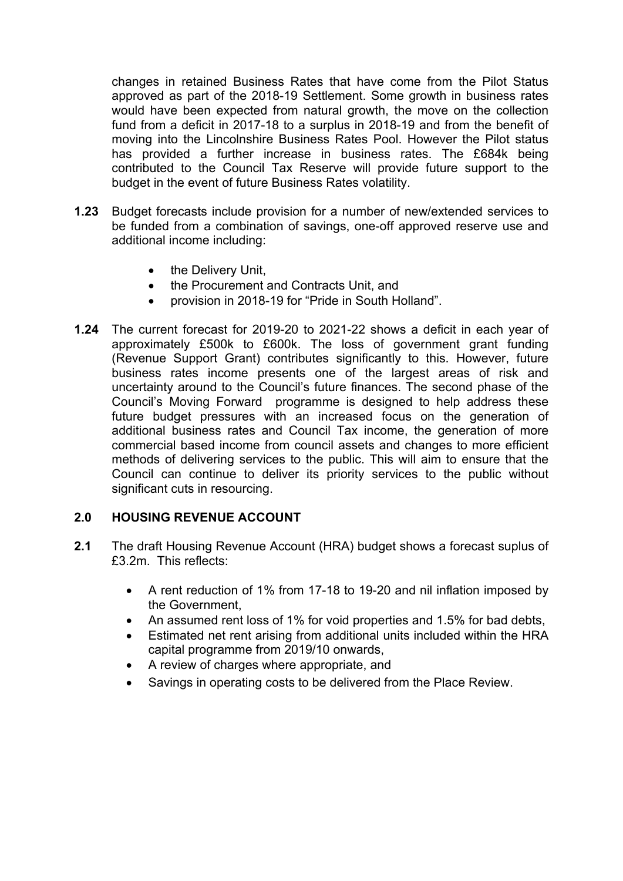changes in retained Business Rates that have come from the Pilot Status approved as part of the 2018-19 Settlement. Some growth in business rates would have been expected from natural growth, the move on the collection fund from a deficit in 2017-18 to a surplus in 2018-19 and from the benefit of moving into the Lincolnshire Business Rates Pool. However the Pilot status has provided a further increase in business rates. The £684k being contributed to the Council Tax Reserve will provide future support to the budget in the event of future Business Rates volatility.

**1.23** Budget forecasts include provision for a number of new/extended services to be funded from a combination of savings, one-off approved reserve use and additional income including:

- the Delivery Unit,
- the Procurement and Contracts Unit, and
- provision in 2018-19 for "Pride in South Holland".

**1.24** The current forecast for 2019-20 to 2021-22 shows a deficit in each year of approximately £500k to £600k. The loss of government grant funding (Revenue Support Grant) contributes significantly to this. However, future business rates income presents one of the largest areas of risk and uncertainty around to the Council's future finances. The second phase of the Council's Moving Forward programme is designed to help address these future budget pressures with an increased focus on the generation of additional business rates and Council Tax income, the generation of more commercial based income from council assets and changes to more efficient methods of delivering services to the public. This will aim to ensure that the Council can continue to deliver its priority services to the public without significant cuts in resourcing.

## 2.0 HOUSING REVENUE ACCOUNT

**2.1** The draft Housing Revenue Account (HRA) budget shows a forecast suplus of £3.2m. This reflects:

- A rent reduction of 1% from 17-18 to 19-20 and nil inflation imposed by the Government,
- An assumed rent loss of 1% for void properties and 1.5% for bad debts,
- Estimated net rent arising from additional units included within the HRA capital programme from 2019/10 onwards,
- A review of charges where appropriate, and
- Savings in operating costs to be delivered from the Place Review.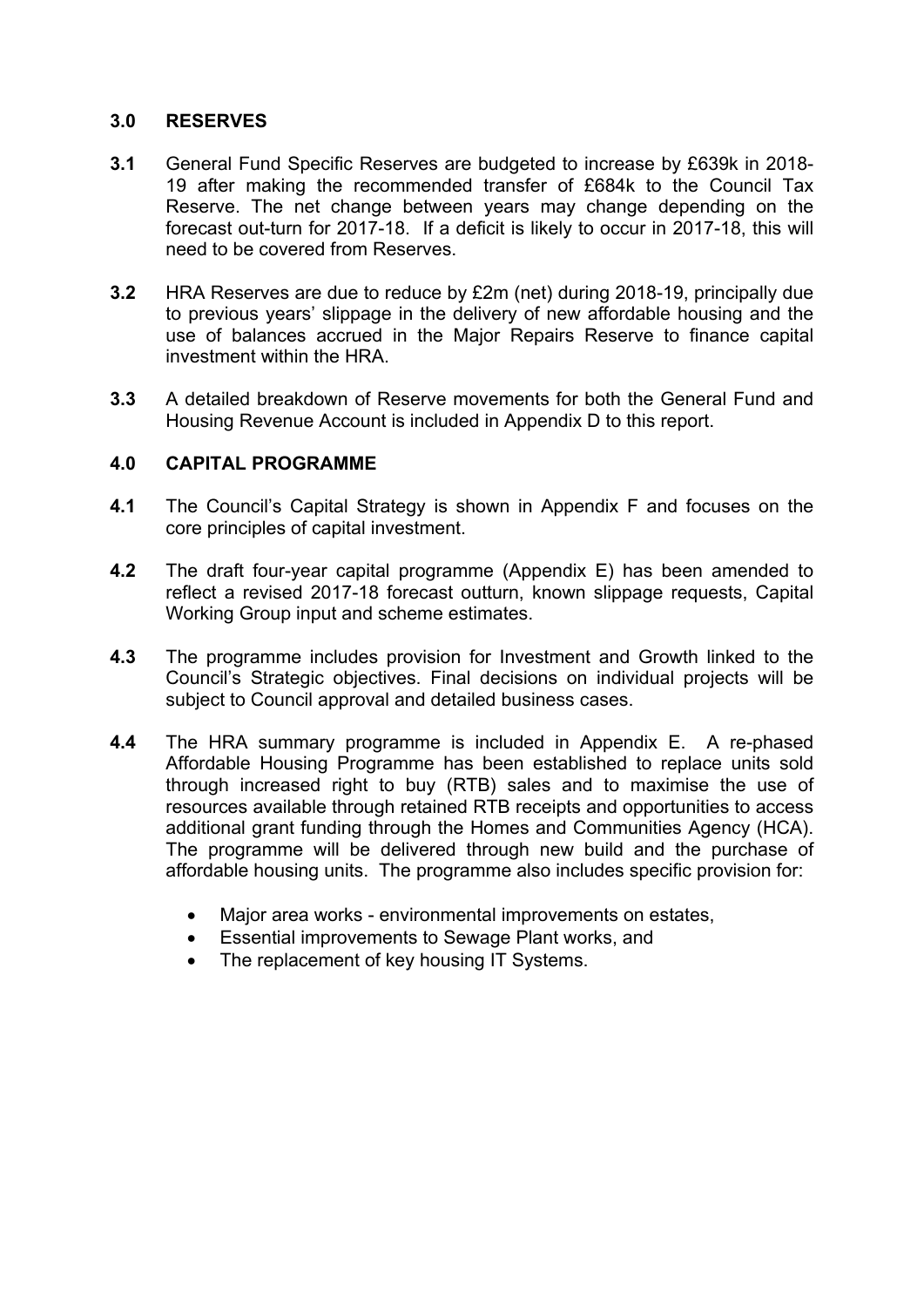## 3.0 RESERVES

**3.1** General Fund Specific Reserves are budgeted to increase by £639k in 2018-19 after making the recommended transfer of £684k to the Council Tax Reserve. The net change between years may change depending on the forecast out-turn for 2017-18. If a deficit is likely to occur in 2017-18, this will need to be covered from Reserves.

**3.2** HRA Reserves are due to reduce by £2m (net) during 2018-19, principally due to previous years' slippage in the delivery of new affordable housing and the use of balances accrued in the Major Repairs Reserve to finance capital investment within the HRA.

**3.3** A detailed breakdown of Reserve movements for both the General Fund and Housing Revenue Account is included in Appendix D to this report.

## 4.0 CAPITAL PROGRAMME

**4.1** The Council's Capital Strategy is shown in Appendix F and focuses on the core principles of capital investment.

**4.2** The draft four-year capital programme (Appendix E) has been amended to reflect a revised 2017-18 forecast outturn, known slippage requests, Capital Working Group input and scheme estimates.

**4.3** The programme includes provision for Investment and Growth linked to the Council's Strategic objectives. Final decisions on individual projects will be subject to Council approval and detailed business cases.

**4.4** The HRA summary programme is included in Appendix E. A re-phased Affordable Housing Programme has been established to replace units sold through increased right to buy (RTB) sales and to maximise the use of resources available through retained RTB receipts and opportunities to access additional grant funding through the Homes and Communities Agency (HCA). The programme will be delivered through new build and the purchase of affordable housing units. The programme also includes specific provision for:

- Major area works - environmental improvements on estates,
- Essential improvements to Sewage Plant works, and
- The replacement of key housing IT Systems.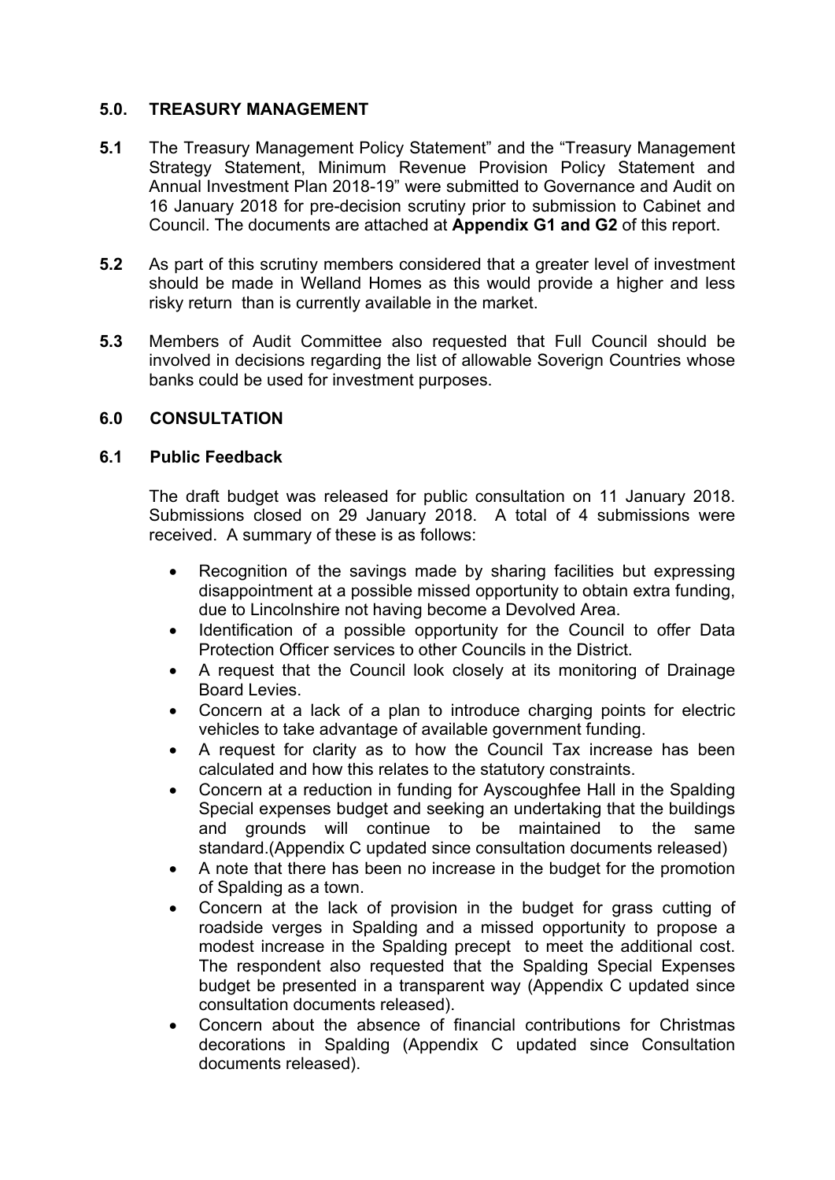## 5.0. TREASURY MANAGEMENT

**5.1** The Treasury Management Policy Statement" and the "Treasury Management Strategy Statement, Minimum Revenue Provision Policy Statement and Annual Investment Plan 2018-19" were submitted to Governance and Audit on 16 January 2018 for pre-decision scrutiny prior to submission to Cabinet and Council. The documents are attached at **Appendix G1 and G2** of this report.

**5.2** As part of this scrutiny members considered that a greater level of investment should be made in Welland Homes as this would provide a higher and less risky return than is currently available in the market.

**5.3** Members of Audit Committee also requested that Full Council should be involved in decisions regarding the list of allowable Soverign Countries whose banks could be used for investment purposes.

## 6.0 CONSULTATION

### 6.1 Public Feedback

The draft budget was released for public consultation on 11 January 2018. Submissions closed on 29 January 2018. A total of 4 submissions were received. A summary of these is as follows:

- Recognition of the savings made by sharing facilities but expressing disappointment at a possible missed opportunity to obtain extra funding, due to Lincolnshire not having become a Devolved Area.
- Identification of a possible opportunity for the Council to offer Data Protection Officer services to other Councils in the District.
- A request that the Council look closely at its monitoring of Drainage Board Levies.
- Concern at a lack of a plan to introduce charging points for electric vehicles to take advantage of available government funding.
- A request for clarity as to how the Council Tax increase has been calculated and how this relates to the statutory constraints.
- Concern at a reduction in funding for Ayscoughfee Hall in the Spalding Special expenses budget and seeking an undertaking that the buildings and grounds will continue to be maintained to the same standard.(Appendix C updated since consultation documents released)
- A note that there has been no increase in the budget for the promotion of Spalding as a town.
- Concern at the lack of provision in the budget for grass cutting of roadside verges in Spalding and a missed opportunity to propose a modest increase in the Spalding precept to meet the additional cost. The respondent also requested that the Spalding Special Expenses budget be presented in a transparent way (Appendix C updated since consultation documents released).
- Concern about the absence of financial contributions for Christmas decorations in Spalding (Appendix C updated since Consultation documents released).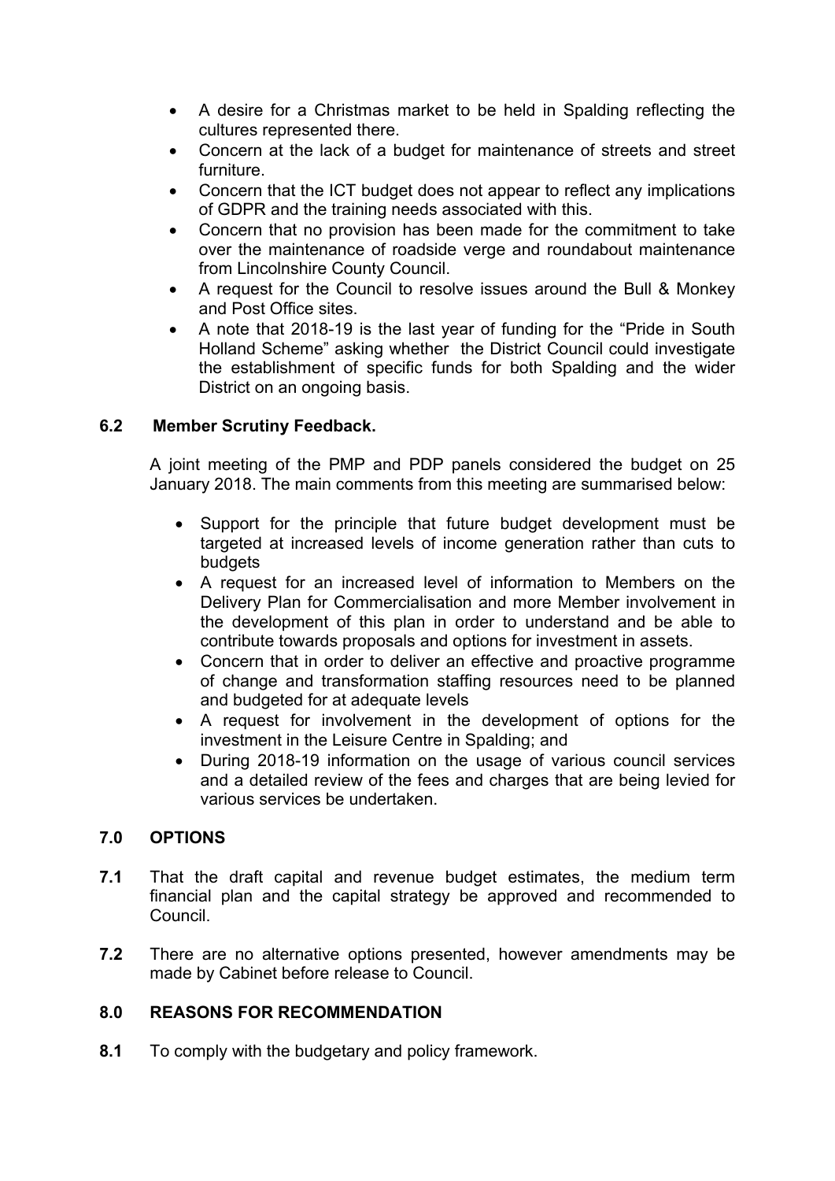- A desire for a Christmas market to be held in Spalding reflecting the cultures represented there.
- Concern at the lack of a budget for maintenance of streets and street furniture.
- Concern that the ICT budget does not appear to reflect any implications of GDPR and the training needs associated with this.
- Concern that no provision has been made for the commitment to take over the maintenance of roadside verge and roundabout maintenance from Lincolnshire County Council.
- A request for the Council to resolve issues around the Bull & Monkey and Post Office sites.
- A note that 2018-19 is the last year of funding for the "Pride in South Holland Scheme" asking whether the District Council could investigate the establishment of specific funds for both Spalding and the wider District on an ongoing basis.

**6.2 Member Scrutiny Feedback.**

A joint meeting of the PMP and PDP panels considered the budget on 25 January 2018. The main comments from this meeting are summarised below:

- Support for the principle that future budget development must be targeted at increased levels of income generation rather than cuts to budgets
- A request for an increased level of information to Members on the Delivery Plan for Commercialisation and more Member involvement in the development of this plan in order to understand and be able to contribute towards proposals and options for investment in assets.
- Concern that in order to deliver an effective and proactive programme of change and transformation staffing resources need to be planned and budgeted for at adequate levels
- A request for involvement in the development of options for the investment in the Leisure Centre in Spalding; and
- During 2018-19 information on the usage of various council services and a detailed review of the fees and charges that are being levied for various services be undertaken.

## 7.0 OPTIONS

**7.1** That the draft capital and revenue budget estimates, the medium term financial plan and the capital strategy be approved and recommended to Council.

**7.2** There are no alternative options presented, however amendments may be made by Cabinet before release to Council.

## 8.0 REASONS FOR RECOMMENDATION

**8.1** To comply with the budgetary and policy framework.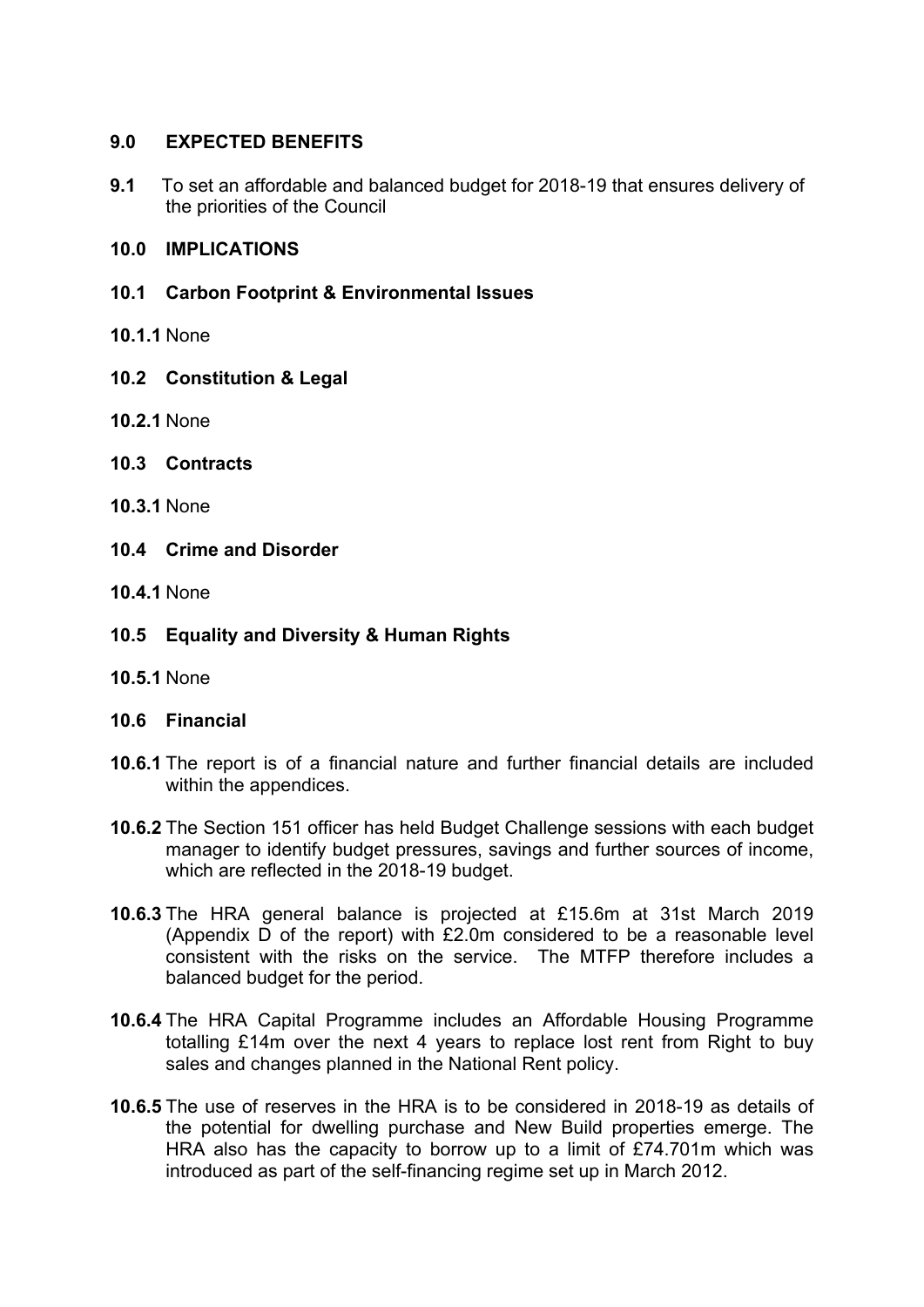## 9.0 EXPECTED BENEFITS

**9.1** To set an affordable and balanced budget for 2018-19 that ensures delivery of the priorities of the Council

## 10.0 IMPLICATIONS

### 10.1 Carbon Footprint & Environmental Issues

**10.1.1** None

### 10.2 Constitution & Legal

**10.2.1** None

### 10.3 Contracts

**10.3.1** None

### 10.4 Crime and Disorder

**10.4.1** None

### 10.5 Equality and Diversity & Human Rights

**10.5.1** None

### 10.6 Financial

**10.6.1** The report is of a financial nature and further financial details are included within the appendices.

**10.6.2** The Section 151 officer has held Budget Challenge sessions with each budget manager to identify budget pressures, savings and further sources of income, which are reflected in the 2018-19 budget.

**10.6.3** The HRA general balance is projected at £15.6m at 31st March 2019 (Appendix D of the report) with £2.0m considered to be a reasonable level consistent with the risks on the service. The MTFP therefore includes a balanced budget for the period.

**10.6.4** The HRA Capital Programme includes an Affordable Housing Programme totalling £14m over the next 4 years to replace lost rent from Right to buy sales and changes planned in the National Rent policy.

**10.6.5** The use of reserves in the HRA is to be considered in 2018-19 as details of the potential for dwelling purchase and New Build properties emerge. The HRA also has the capacity to borrow up to a limit of £74.701m which was introduced as part of the self-financing regime set up in March 2012.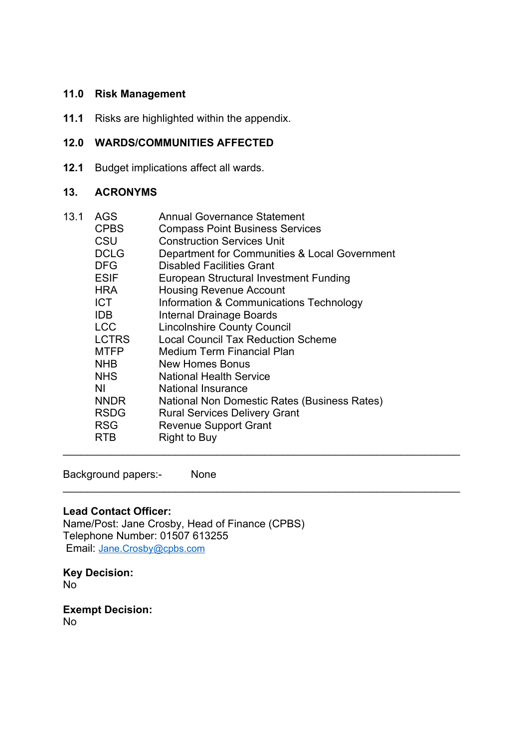**11.0 Risk Management**

**11.1** Risks are highlighted within the appendix.

**12.0 WARDS/COMMUNITIES AFFECTED**

**12.1** Budget implications affect all wards.

**13. ACRONYMS**

13.1

| | |
|---|---|
| AGS | Annual Governance Statement |
| CPBS | Compass Point Business Services |
| CSU | Construction Services Unit |
| DCLG | Department for Communities & Local Government |
| DFG | Disabled Facilities Grant |
| ESIF | European Structural Investment Funding |
| HRA | Housing Revenue Account |
| ICT | Information & Communications Technology |
| IDB | Internal Drainage Boards |
| LCC | Lincolnshire County Council |
| LCTRS | Local Council Tax Reduction Scheme |
| MTFP | Medium Term Financial Plan |
| NHB | New Homes Bonus |
| NHS | National Health Service |
| NI | National Insurance |
| NNDR | National Non Domestic Rates (Business Rates) |
| RSDG | Rural Services Delivery Grant |
| RSG | Revenue Support Grant |
| RTB | Right to Buy |

---

Background papers:- None

---

**Lead Contact Officer:**
Name/Post: Jane Crosby, Head of Finance (CPBS)
Telephone Number: 01507 613255
Email: Jane.Crosby@cpbs.com

**Key Decision:**
No

**Exempt Decision:**
No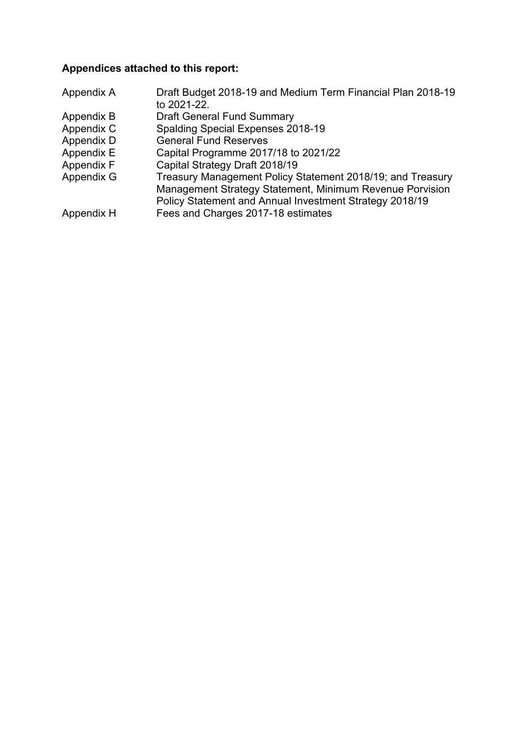**Appendices attached to this report:**

| | |
|---|---|
| Appendix A | Draft Budget 2018-19 and Medium Term Financial Plan 2018-19 to 2021-22. |
| Appendix B | Draft General Fund Summary |
| Appendix C | Spalding Special Expenses 2018-19 |
| Appendix D | General Fund Reserves |
| Appendix E | Capital Programme 2017/18 to 2021/22 |
| Appendix F | Capital Strategy Draft 2018/19 |
| Appendix G | Treasury Management Policy Statement 2018/19; and Treasury Management Strategy Statement, Minimum Revenue Porvision Policy Statement and Annual Investment Strategy 2018/19 |
| Appendix H | Fees and Charges 2017-18 estimates |